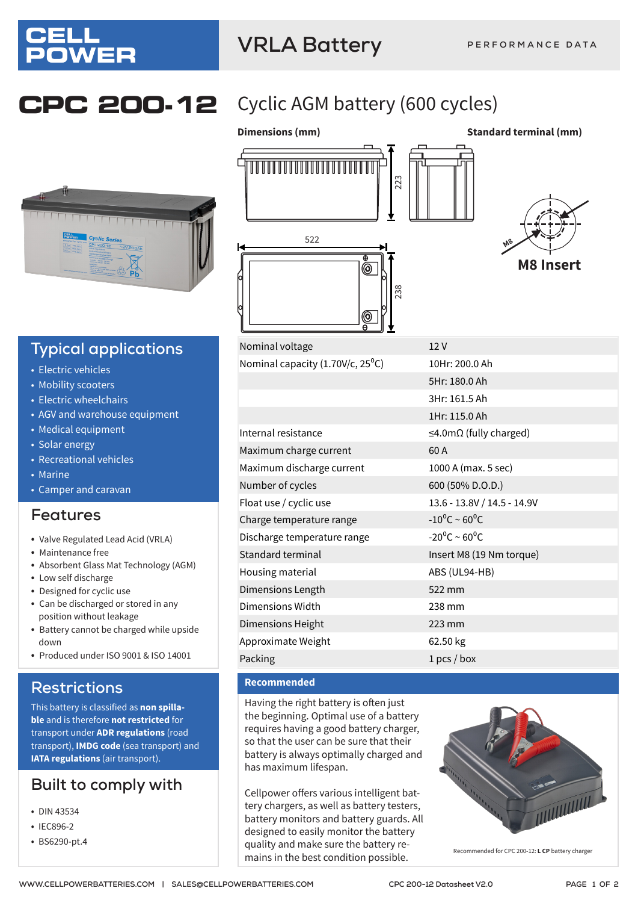# CELL POWER

## VRLA Battery

PERFORMANCE DATA

# CPC 200-12

## Cyclic AGM battery (600 cycles)

**Dimensions (mm)**

**Standard terminal (mm)**

**M8 Insert**

| | |
|---|---|
| Nominal voltage | 12 V |
| Nominal capacity (1.70V/c, 25°C) | 10Hr: 200.0 Ah |
| | 5Hr: 180.0 Ah |
| | 3Hr: 161.5 Ah |
| | 1Hr: 115.0 Ah |
| Internal resistance | ≤4.0mΩ (fully charged) |
| Maximum charge current | 60 A |
| Maximum discharge current | 1000 A (max. 5 sec) |
| Number of cycles | 600 (50% D.O.D.) |
| Float use / cyclic use | 13.6 - 13.8V / 14.5 - 14.9V |
| Charge temperature range | -10°C ~ 60°C |
| Discharge temperature range | -20°C ~ 60°C |
| Standard terminal | Insert M8 (19 Nm torque) |
| Housing material | ABS (UL94-HB) |
| Dimensions Length | 522 mm |
| Dimensions Width | 238 mm |
| Dimensions Height | 223 mm |
| Approximate Weight | 62.50 kg |
| Packing | 1 pcs / box |

## Typical applications

- Electric vehicles
- Mobility scooters
- Electric wheelchairs
- AGV and warehouse equipment
- Medical equipment
- Solar energy
- Recreational vehicles
- Marine
- Camper and caravan

## Features

- Valve Regulated Lead Acid (VRLA)
- Maintenance free
- Absorbent Glass Mat Technology (AGM)
- Low self discharge
- Designed for cyclic use
- Can be discharged or stored in any position without leakage
- Battery cannot be charged while upside down
- Produced under ISO 9001 & ISO 14001

## Restrictions

This battery is classified as **non spillable** and is therefore **not restricted** for transport under **ADR regulations** (road transport), **IMDG code** (sea transport) and **IATA regulations** (air transport).

## Built to comply with

- DIN 43534
- IEC896-2
- BS6290-pt.4

## Recommended

Having the right battery is often just the beginning. Optimal use of a battery requires having a good battery charger, so that the user can be sure that their battery is always optimally charged and has maximum lifespan.

Cellpower offers various intelligent battery chargers, as well as battery testers, battery monitors and battery guards. All designed to easily monitor the battery quality and make sure the battery remains in the best condition possible.

Recommended for CPC 200-12: **L CP** battery charger

WWW.CELLPOWERBATTERIES.COM | SALES@CELLPOWERBATTERIES.COM

CPC 200-12 Datasheet V2.0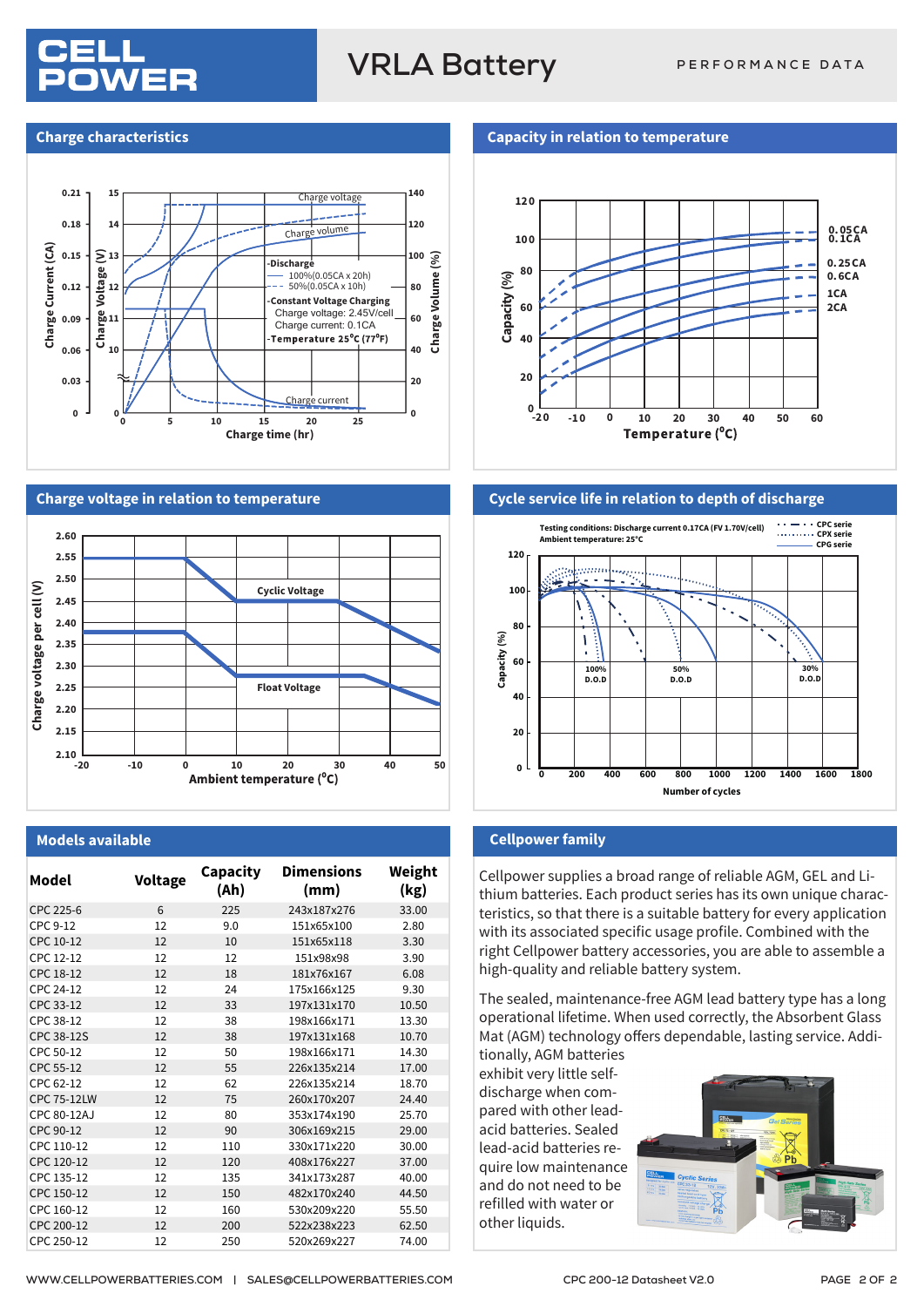# CELL POWER

## VRLA Battery

PERFORMANCE DATA

### Charge characteristics

Charge voltage
Charge volume
-Discharge
100%(0.05CA x 20h)
50%(0.05CA x 10h)
-Constant Voltage Charging
Charge voltage: 2.45V/cell
Charge current: 0.1CA
-Temperature 25°C (77°F)
Charge current

Charge Current (CA): 0, 0.03, 0.06, 0.09, 0.12, 0.15, 0.18, 0.21
Charge Voltage (V): 0, 10, 11, 12, 13, 14, 15
Charge Volume (%): 0, 20, 40, 60, 80, 100, 120, 140
Charge time (hr): 0, 5, 10, 15, 20, 25

### Capacity in relation to temperature

0.05CA
0.1CA
0.25CA
0.6CA
1CA
2CA

Capacity (%): 0, 20, 40, 60, 80, 100, 120
Temperature (°C): -20, -10, 0, 10, 20, 30, 40, 50, 60

### Charge voltage in relation to temperature

Cyclic Voltage
Float Voltage

Charge voltage per cell (V): 2.10, 2.15, 2.20, 2.25, 2.30, 2.35, 2.40, 2.45, 2.50, 2.55, 2.60
Ambient temperature (°C): -20, -10, 0, 10, 20, 30, 40, 50

### Cycle service life in relation to depth of discharge

Testing conditions: Discharge current 0.17CA (FV 1.70V/cell)
Ambient temperature: 25°C

CPC serie
CPX serie
CPG serie

100% D.O.D
50% D.O.D
30% D.O.D

Capacity (%): 0, 20, 40, 60, 80, 100, 120
Number of cycles: 0, 200, 400, 600, 800, 1000, 1200, 1400, 1600, 1800

### Models available

| Model | Voltage | Capacity (Ah) | Dimensions (mm) | Weight (kg) |
|---|---|---|---|---|
| CPC 225-6 | 6 | 225 | 243x187x276 | 33.00 |
| CPC 9-12 | 12 | 9.0 | 151x65x100 | 2.80 |
| CPC 10-12 | 12 | 10 | 151x65x118 | 3.30 |
| CPC 12-12 | 12 | 12 | 151x98x98 | 3.90 |
| CPC 18-12 | 12 | 18 | 181x76x167 | 6.08 |
| CPC 24-12 | 12 | 24 | 175x166x125 | 9.30 |
| CPC 33-12 | 12 | 33 | 197x131x170 | 10.50 |
| CPC 38-12 | 12 | 38 | 198x166x171 | 13.30 |
| CPC 38-12S | 12 | 38 | 197x131x168 | 10.70 |
| CPC 50-12 | 12 | 50 | 198x166x171 | 14.30 |
| CPC 55-12 | 12 | 55 | 226x135x214 | 17.00 |
| CPC 62-12 | 12 | 62 | 226x135x214 | 18.70 |
| CPC 75-12LW | 12 | 75 | 260x170x207 | 24.40 |
| CPC 80-12AJ | 12 | 80 | 353x174x190 | 25.70 |
| CPC 90-12 | 12 | 90 | 306x169x215 | 29.00 |
| CPC 110-12 | 12 | 110 | 330x171x220 | 30.00 |
| CPC 120-12 | 12 | 120 | 408x176x227 | 37.00 |
| CPC 135-12 | 12 | 135 | 341x173x287 | 40.00 |
| CPC 150-12 | 12 | 150 | 482x170x240 | 44.50 |
| CPC 160-12 | 12 | 160 | 530x209x220 | 55.50 |
| CPC 200-12 | 12 | 200 | 522x238x223 | 62.50 |
| CPC 250-12 | 12 | 250 | 520x269x227 | 74.00 |

### Cellpower family

Cellpower supplies a broad range of reliable AGM, GEL and Lithium batteries. Each product series has its own unique characteristics, so that there is a suitable battery for every application with its associated specific usage profile. Combined with the right Cellpower battery accessories, you are able to assemble a high-quality and reliable battery system.

The sealed, maintenance-free AGM lead battery type has a long operational lifetime. When used correctly, the Absorbent Glass Mat (AGM) technology offers dependable, lasting service. Additionally, AGM batteries exhibit very little self-discharge when compared with other lead-acid batteries. Sealed lead-acid batteries require low maintenance and do not need to be refilled with water or other liquids.

WWW.CELLPOWERBATTERIES.COM | SALES@CELLPOWERBATTERIES.COM

CPC 200-12 Datasheet V2.0